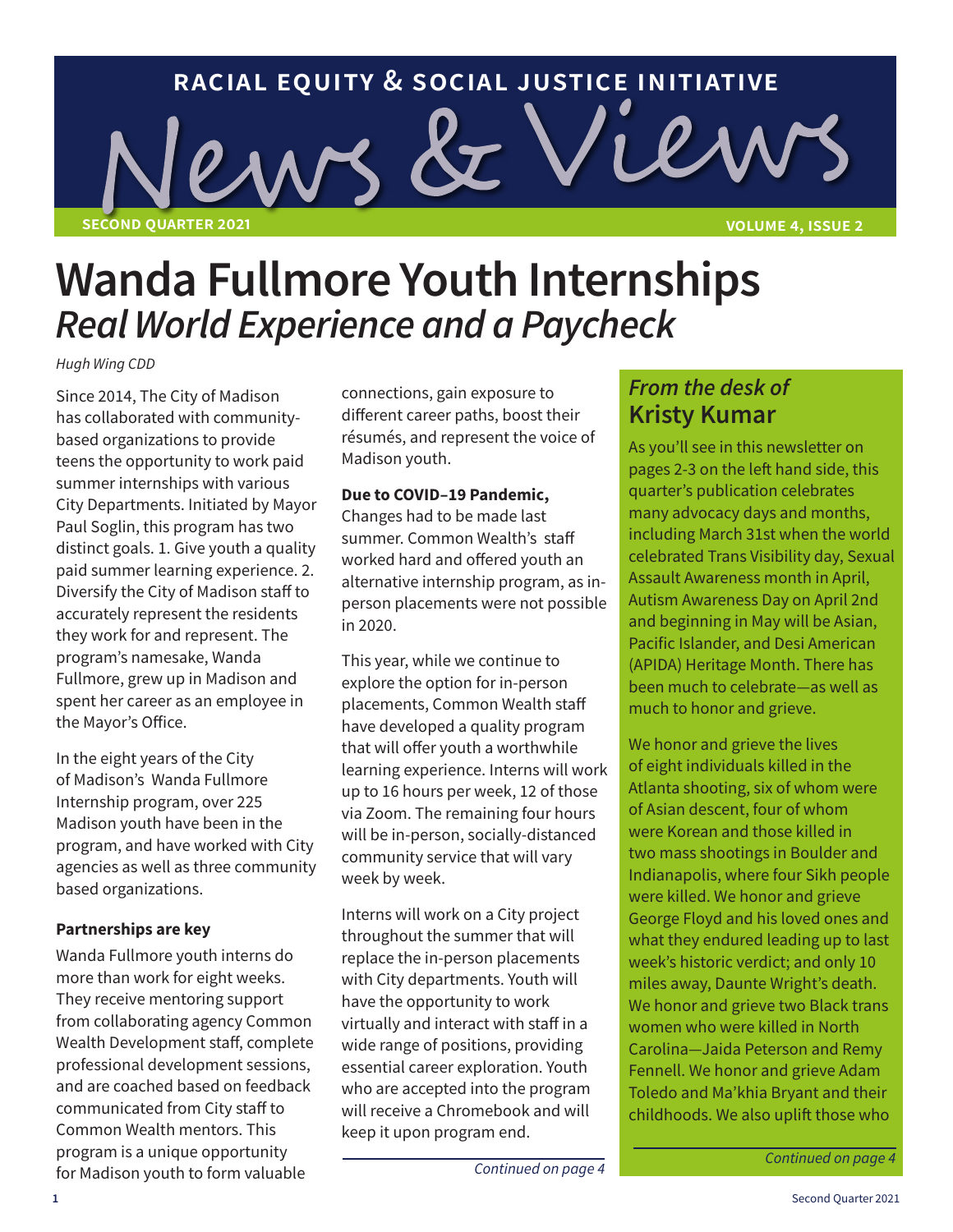# RACIAL EQUITY & SOCIAL JUSTICE INITIATIVE

# News & Views

**SECOND QUARTER 2021** — **VOLUME 4, ISSUE 2**

# Wanda Fullmore Youth Internships

## *Real World Experience and a Paycheck*

*Hugh Wing CDD*

Since 2014, The City of Madison has collaborated with community-based organizations to provide teens the opportunity to work paid summer internships with various City Departments. Initiated by Mayor Paul Soglin, this program has two distinct goals. 1. Give youth a quality paid summer learning experience. 2. Diversify the City of Madison staff to accurately represent the residents they work for and represent. The program's namesake, Wanda Fullmore, grew up in Madison and spent her career as an employee in the Mayor's Office.

In the eight years of the City of Madison's Wanda Fullmore Internship program, over 225 Madison youth have been in the program, and have worked with City agencies as well as three community based organizations.

**Partnerships are key**

Wanda Fullmore youth interns do more than work for eight weeks. They receive mentoring support from collaborating agency Common Wealth Development staff, complete professional development sessions, and are coached based on feedback communicated from City staff to Common Wealth mentors. This program is a unique opportunity for Madison youth to form valuable connections, gain exposure to different career paths, boost their résumés, and represent the voice of Madison youth.

**Due to COVID–19 Pandemic,** Changes had to be made last summer. Common Wealth's staff worked hard and offered youth an alternative internship program, as in-person placements were not possible in 2020.

This year, while we continue to explore the option for in-person placements, Common Wealth staff have developed a quality program that will offer youth a worthwhile learning experience. Interns will work up to 16 hours per week, 12 of those via Zoom. The remaining four hours will be in-person, socially-distanced community service that will vary week by week.

Interns will work on a City project throughout the summer that will replace the in-person placements with City departments. Youth will have the opportunity to work virtually and interact with staff in a wide range of positions, providing essential career exploration. Youth who are accepted into the program will receive a Chromebook and will keep it upon program end.

*Continued on page 4*

## *From the desk of* Kristy Kumar

As you'll see in this newsletter on pages 2-3 on the left hand side, this quarter's publication celebrates many advocacy days and months, including March 31st when the world celebrated Trans Visibility day, Sexual Assault Awareness month in April, Autism Awareness Day on April 2nd and beginning in May will be Asian, Pacific Islander, and Desi American (APIDA) Heritage Month. There has been much to celebrate—as well as much to honor and grieve.

We honor and grieve the lives of eight individuals killed in the Atlanta shooting, six of whom were of Asian descent, four of whom were Korean and those killed in two mass shootings in Boulder and Indianapolis, where four Sikh people were killed. We honor and grieve George Floyd and his loved ones and what they endured leading up to last week's historic verdict; and only 10 miles away, Daunte Wright's death. We honor and grieve two Black trans women who were killed in North Carolina—Jaida Peterson and Remy Fennell. We honor and grieve Adam Toledo and Ma'khia Bryant and their childhoods. We also uplift those who

*Continued on page 4*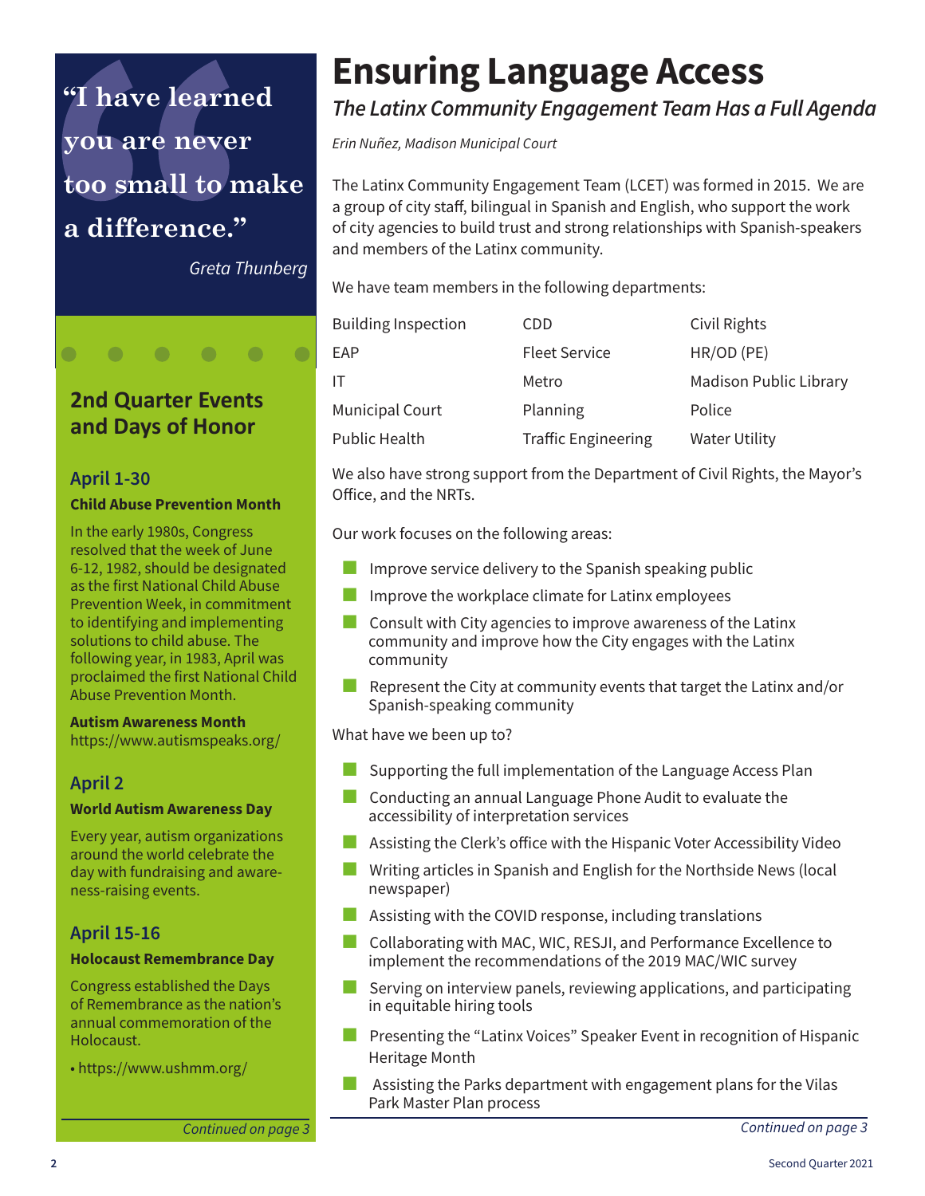> **"I have learned you are never too small to make a difference."**
>
> *Greta Thunberg*

## 2nd Quarter Events and Days of Honor

### April 1-30

**Child Abuse Prevention Month**

In the early 1980s, Congress resolved that the week of June 6-12, 1982, should be designated as the first National Child Abuse Prevention Week, in commitment to identifying and implementing solutions to child abuse. The following year, in 1983, April was proclaimed the first National Child Abuse Prevention Month.

**Autism Awareness Month**
https://www.autismspeaks.org/

### April 2

**World Autism Awareness Day**

Every year, autism organizations around the world celebrate the day with fundraising and awareness-raising events.

### April 15-16

**Holocaust Remembrance Day**

Congress established the Days of Remembrance as the nation's annual commemoration of the Holocaust.

- https://www.ushmm.org/

*Continued on page 3*

# Ensuring Language Access

## *The Latinx Community Engagement Team Has a Full Agenda*

*Erin Nuñez, Madison Municipal Court*

The Latinx Community Engagement Team (LCET) was formed in 2015. We are a group of city staff, bilingual in Spanish and English, who support the work of city agencies to build trust and strong relationships with Spanish-speakers and members of the Latinx community.

We have team members in the following departments:

| | | |
|---|---|---|
| Building Inspection | CDD | Civil Rights |
| EAP | Fleet Service | HR/OD (PE) |
| IT | Metro | Madison Public Library |
| Municipal Court | Planning | Police |
| Public Health | Traffic Engineering | Water Utility |

We also have strong support from the Department of Civil Rights, the Mayor's Office, and the NRTs.

Our work focuses on the following areas:

- Improve service delivery to the Spanish speaking public
- Improve the workplace climate for Latinx employees
- Consult with City agencies to improve awareness of the Latinx community and improve how the City engages with the Latinx community
- Represent the City at community events that target the Latinx and/or Spanish-speaking community

What have we been up to?

- Supporting the full implementation of the Language Access Plan
- Conducting an annual Language Phone Audit to evaluate the accessibility of interpretation services
- Assisting the Clerk's office with the Hispanic Voter Accessibility Video
- Writing articles in Spanish and English for the Northside News (local newspaper)
- Assisting with the COVID response, including translations
- Collaborating with MAC, WIC, RESJI, and Performance Excellence to implement the recommendations of the 2019 MAC/WIC survey
- Serving on interview panels, reviewing applications, and participating in equitable hiring tools
- Presenting the "Latinx Voices" Speaker Event in recognition of Hispanic Heritage Month
- Assisting the Parks department with engagement plans for the Vilas Park Master Plan process

*Continued on page 3*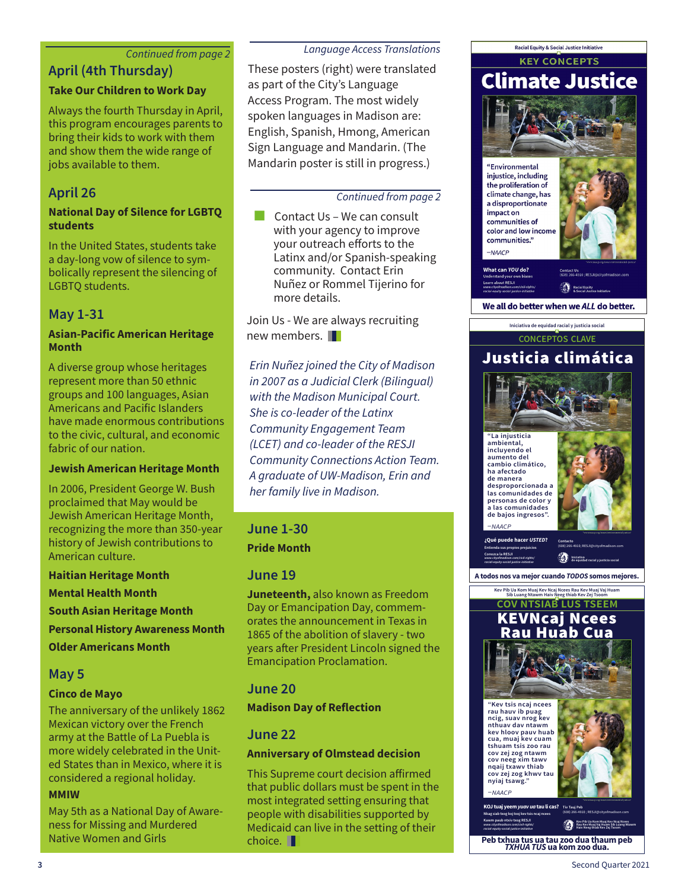*Continued from page 2*

## April (4th Thursday)

**Take Our Children to Work Day**

Always the fourth Thursday in April, this program encourages parents to bring their kids to work with them and show them the wide range of jobs available to them.

## April 26

**National Day of Silence for LGBTQ students**

In the United States, students take a day-long vow of silence to symbolically represent the silencing of LGBTQ students.

## May 1-31

**Asian-Pacific American Heritage Month**

A diverse group whose heritages represent more than 50 ethnic groups and 100 languages, Asian Americans and Pacific Islanders have made enormous contributions to the civic, cultural, and economic fabric of our nation.

**Jewish American Heritage Month**

In 2006, President George W. Bush proclaimed that May would be Jewish American Heritage Month, recognizing the more than 350-year history of Jewish contributions to American culture.

**Haitian Heritage Month**

**Mental Health Month**

**South Asian Heritage Month**

**Personal History Awareness Month**

**Older Americans Month**

## May 5

**Cinco de Mayo**

The anniversary of the unlikely 1862 Mexican victory over the French army at the Battle of La Puebla is more widely celebrated in the United States than in Mexico, where it is considered a regional holiday.

**MMIW**

May 5th as a National Day of Awareness for Missing and Murdered Native Women and Girls

*Language Access Translations*

These posters (right) were translated as part of the City's Language Access Program. The most widely spoken languages in Madison are: English, Spanish, Hmong, American Sign Language and Mandarin. (The Mandarin poster is still in progress.)

*Continued from page 2*

- Contact Us – We can consult with your agency to improve your outreach efforts to the Latinx and/or Spanish-speaking community. Contact Erin Nuñez or Rommel Tijerino for more details.

Join Us - We are always recruiting new members.

*Erin Nuñez joined the City of Madison in 2007 as a Judicial Clerk (Bilingual) with the Madison Municipal Court. She is co-leader of the Latinx Community Engagement Team (LCET) and co-leader of the RESJI Community Connections Action Team. A graduate of UW-Madison, Erin and her family live in Madison.*

## June 1-30

**Pride Month**

## June 19

**Juneteenth,** also known as Freedom Day or Emancipation Day, commemorates the announcement in Texas in 1865 of the abolition of slavery - two years after President Lincoln signed the Emancipation Proclamation.

## June 20

**Madison Day of Reflection**

## June 22

**Anniversary of Olmstead decision**

This Supreme court decision affirmed that public dollars must be spent in the most integrated setting ensuring that people with disabilities supported by Medicaid can live in the setting of their choice.

Racial Equity & Social Justice Initiative

KEY CONCEPTS

# Climate Justice

"Environmental injustice, including the proliferation of climate change, has a disproportionate impact on communities of color and low income communities."

–NAACP

**What can *YOU* do?**
Understand your own biases
Learn about RESJI
www.cityofmadison.com/civil-rights/racial-equity-social-justice-initiative

Contact Us
(608) 266-4910 ; RESJI@cityofmadison.com

Racial Equity & Social Justice Initiative

**We all do better when we *ALL* do better.**

Iniciativa de equidad racial y justicia social

CONCEPTOS CLAVE

# Justicia climática

"La injusticia ambiental, incluyendo el aumento del cambio climático, ha afectado de manera desproporcionada a las comunidades de personas de color y a las comunidades de bajos ingresos".

–NAACP

**¿Qué puede hacer *USTED*?**
Entienda sus propios prejuicios
Conozca la RESJI
www.cityofmadison.com/civil-rights/racial-equity-social-justice-initiative

Contacto
(608) 266-4910 ; RESJI@cityofmadison.com

Iniciativa de equidad racial y justicia social

**A todos nos va mejor cuando *TODOS* somos mejores.**

Kev Pib Ua Kom Muaj Kev Ncaj Ncees Rau Kev Muaj Vaj Huam Sib Luag Ntawm Haiv Neeg thiab Kev Zej Tsoom

COV NTSIAB LUS TSEEM

# KEVNcaj Ncees Rau Huab Cua

"Kev tsis ncaj ncees rau hauv ib puag ncig, suav nrog kev nthuav dav ntawm kev hloov pauv huab cua, muaj kev cuam tshuam tsis zoo rau cov zej zog ntawm cov neeg xim tawv nqaij txawv thiab cov zej zog khwv tau nyiaj tsawg."

–NAACP

**KOJ tuaj yeem *yuav ua* tau li cas?**
Nkag siab txog koj tus kev tsis ncaj ncees
Kawm paub ntxiv txog RESJI
www.cityofmadison.com/civil-rights/racial-equity-social-justice-initiative

Tiv Tauj Peb
(608) 266-4910 ; RESJI@cityofmadison.com

Kev Pib Ua Kom Muaj Kev Ncaj Ncees Rau Kev Muaj Vaj Huam Sib Luag Ntawm Haiv Neeg thiab Kev Zej Tsoom

**Peb txhua tus ua tau zoo dua thaum peb *TXHUA TUS* ua kom zoo dua.**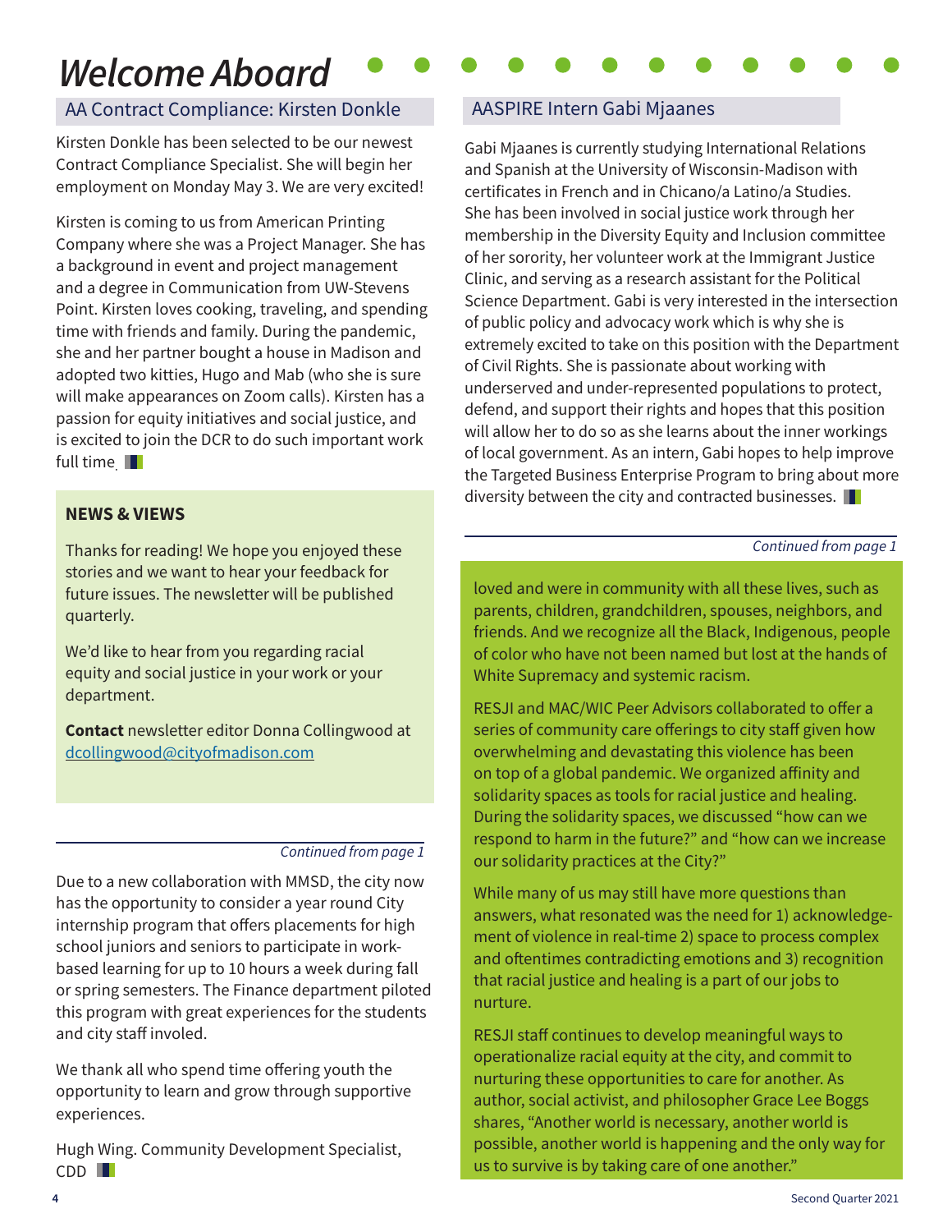# Welcome Aboard

## AA Contract Compliance: Kirsten Donkle

Kirsten Donkle has been selected to be our newest Contract Compliance Specialist. She will begin her employment on Monday May 3. We are very excited!

Kirsten is coming to us from American Printing Company where she was a Project Manager. She has a background in event and project management and a degree in Communication from UW-Stevens Point. Kirsten loves cooking, traveling, and spending time with friends and family. During the pandemic, she and her partner bought a house in Madison and adopted two kitties, Hugo and Mab (who she is sure will make appearances on Zoom calls). Kirsten has a passion for equity initiatives and social justice, and is excited to join the DCR to do such important work full time.

## AASPIRE Intern Gabi Mjaanes

Gabi Mjaanes is currently studying International Relations and Spanish at the University of Wisconsin-Madison with certificates in French and in Chicano/a Latino/a Studies. She has been involved in social justice work through her membership in the Diversity Equity and Inclusion committee of her sorority, her volunteer work at the Immigrant Justice Clinic, and serving as a research assistant for the Political Science Department. Gabi is very interested in the intersection of public policy and advocacy work which is why she is extremely excited to take on this position with the Department of Civil Rights. She is passionate about working with underserved and under-represented populations to protect, defend, and support their rights and hopes that this position will allow her to do so as she learns about the inner workings of local government. As an intern, Gabi hopes to help improve the Targeted Business Enterprise Program to bring about more diversity between the city and contracted businesses.

**NEWS & VIEWS**

Thanks for reading! We hope you enjoyed these stories and we want to hear your feedback for future issues. The newsletter will be published quarterly.

We'd like to hear from you regarding racial equity and social justice in your work or your department.

**Contact** newsletter editor Donna Collingwood at dcollingwood@cityofmadison.com

*Continued from page 1*

Due to a new collaboration with MMSD, the city now has the opportunity to consider a year round City internship program that offers placements for high school juniors and seniors to participate in work-based learning for up to 10 hours a week during fall or spring semesters. The Finance department piloted this program with great experiences for the students and city staff involed.

We thank all who spend time offering youth the opportunity to learn and grow through supportive experiences.

Hugh Wing. Community Development Specialist, CDD

*Continued from page 1*

loved and were in community with all these lives, such as parents, children, grandchildren, spouses, neighbors, and friends. And we recognize all the Black, Indigenous, people of color who have not been named but lost at the hands of White Supremacy and systemic racism.

RESJI and MAC/WIC Peer Advisors collaborated to offer a series of community care offerings to city staff given how overwhelming and devastating this violence has been on top of a global pandemic. We organized affinity and solidarity spaces as tools for racial justice and healing. During the solidarity spaces, we discussed "how can we respond to harm in the future?" and "how can we increase our solidarity practices at the City?"

While many of us may still have more questions than answers, what resonated was the need for 1) acknowledgement of violence in real-time 2) space to process complex and oftentimes contradicting emotions and 3) recognition that racial justice and healing is a part of our jobs to nurture.

RESJI staff continues to develop meaningful ways to operationalize racial equity at the city, and commit to nurturing these opportunities to care for another. As author, social activist, and philosopher Grace Lee Boggs shares, "Another world is necessary, another world is possible, another world is happening and the only way for us to survive is by taking care of one another."